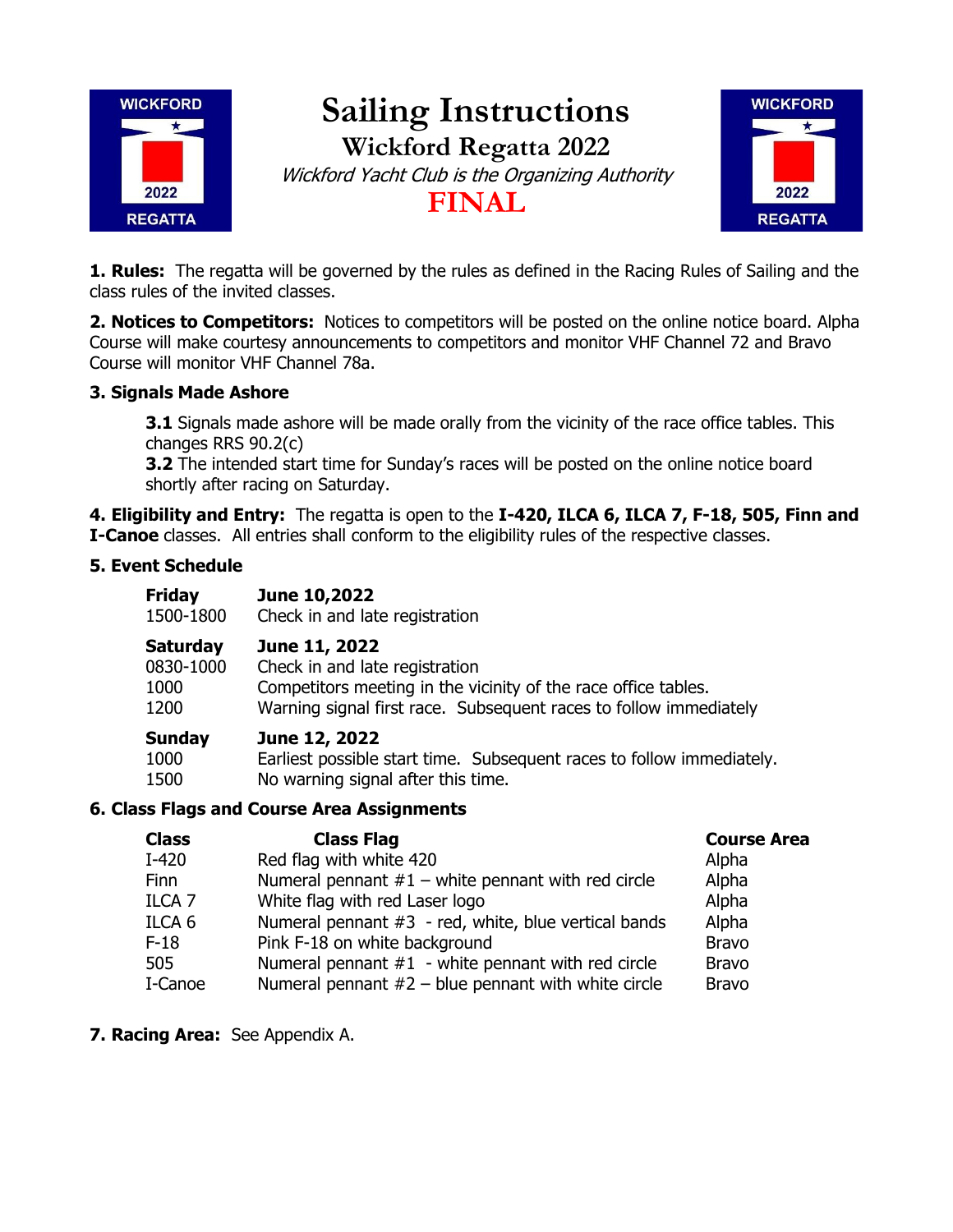# Sailing Instructions

## Wickford Regatta 2022

*Wickford Yacht Club is the Organizing Authority*

**FINAL**

**1. Rules:** The regatta will be governed by the rules as defined in the Racing Rules of Sailing and the class rules of the invited classes.

**2. Notices to Competitors:** Notices to competitors will be posted on the online notice board. Alpha Course will make courtesy announcements to competitors and monitor VHF Channel 72 and Bravo Course will monitor VHF Channel 78a.

**3. Signals Made Ashore**

**3.1** Signals made ashore will be made orally from the vicinity of the race office tables. This changes RRS 90.2(c)

**3.2** The intended start time for Sunday's races will be posted on the online notice board shortly after racing on Saturday.

**4. Eligibility and Entry:** The regatta is open to the **I-420, ILCA 6, ILCA 7, F-18, 505, Finn and I-Canoe** classes. All entries shall conform to the eligibility rules of the respective classes.

**5. Event Schedule**

**Friday** **June 10,2022**

1500-1800 Check in and late registration

**Saturday** **June 11, 2022**

0830-1000 Check in and late registration

1000 Competitors meeting in the vicinity of the race office tables.

1200 Warning signal first race. Subsequent races to follow immediately

**Sunday** **June 12, 2022**

1000 Earliest possible start time. Subsequent races to follow immediately.

1500 No warning signal after this time.

**6. Class Flags and Course Area Assignments**

| Class | Class Flag | Course Area |
|---|---|---|
| I-420 | Red flag with white 420 | Alpha |
| Finn | Numeral pennant #1 – white pennant with red circle | Alpha |
| ILCA 7 | White flag with red Laser logo | Alpha |
| ILCA 6 | Numeral pennant #3 - red, white, blue vertical bands | Alpha |
| F-18 | Pink F-18 on white background | Bravo |
| 505 | Numeral pennant #1 - white pennant with red circle | Bravo |
| I-Canoe | Numeral pennant #2 – blue pennant with white circle | Bravo |

**7. Racing Area:** See Appendix A.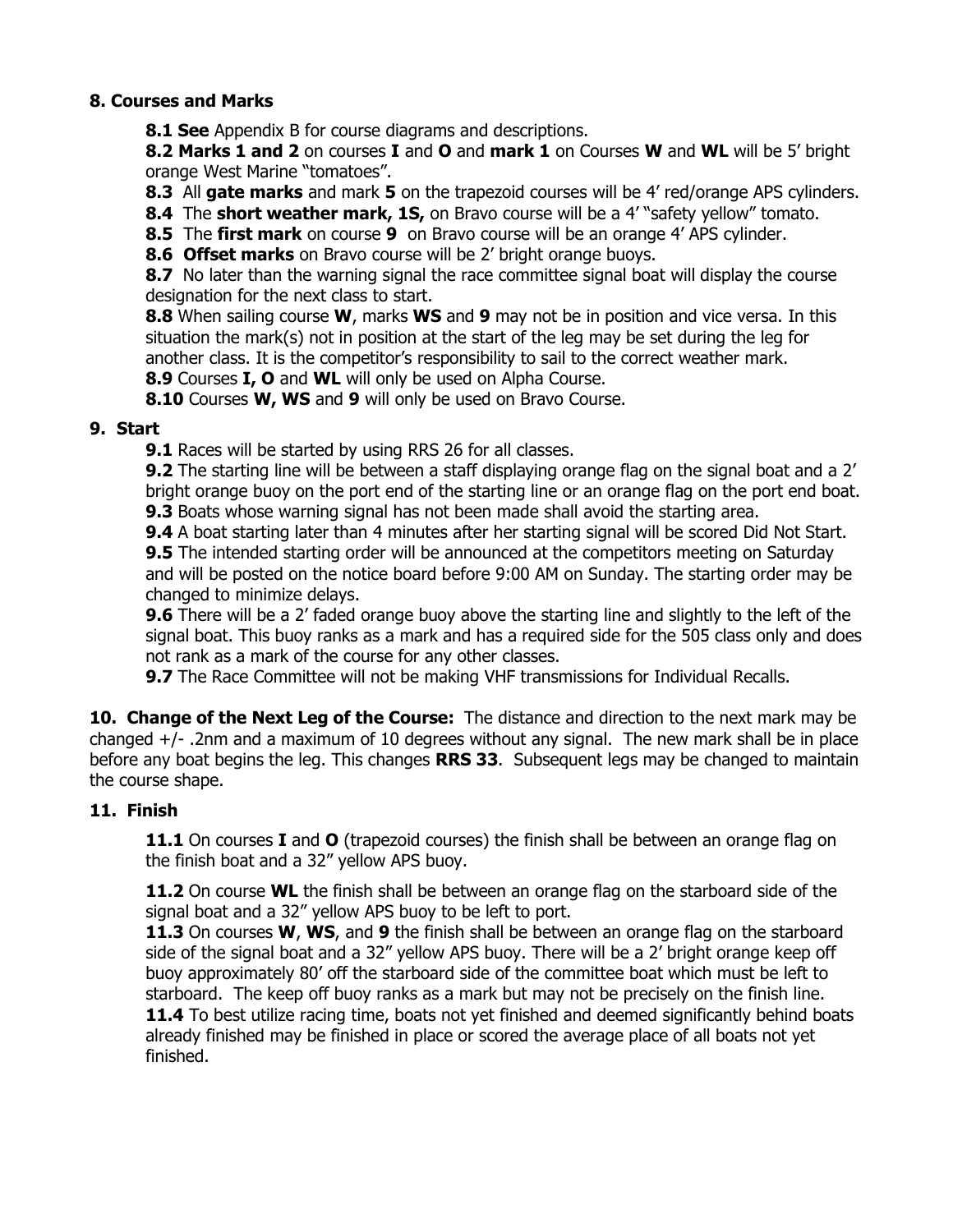## 8. Courses and Marks

**8.1 See** Appendix B for course diagrams and descriptions.

**8.2 Marks 1 and 2** on courses **I** and **O** and **mark 1** on Courses **W** and **WL** will be 5' bright orange West Marine "tomatoes".

**8.3** All **gate marks** and mark **5** on the trapezoid courses will be 4' red/orange APS cylinders.

**8.4** The **short weather mark, 1S,** on Bravo course will be a 4' "safety yellow" tomato.

**8.5** The **first mark** on course **9** on Bravo course will be an orange 4' APS cylinder.

**8.6 Offset marks** on Bravo course will be 2' bright orange buoys.

**8.7** No later than the warning signal the race committee signal boat will display the course designation for the next class to start.

**8.8** When sailing course **W**, marks **WS** and **9** may not be in position and vice versa. In this situation the mark(s) not in position at the start of the leg may be set during the leg for another class. It is the competitor's responsibility to sail to the correct weather mark.

**8.9** Courses **I, O** and **WL** will only be used on Alpha Course.

**8.10** Courses **W, WS** and **9** will only be used on Bravo Course.

## 9. Start

**9.1** Races will be started by using RRS 26 for all classes.

**9.2** The starting line will be between a staff displaying orange flag on the signal boat and a 2' bright orange buoy on the port end of the starting line or an orange flag on the port end boat.

**9.3** Boats whose warning signal has not been made shall avoid the starting area.

**9.4** A boat starting later than 4 minutes after her starting signal will be scored Did Not Start.

**9.5** The intended starting order will be announced at the competitors meeting on Saturday and will be posted on the notice board before 9:00 AM on Sunday. The starting order may be changed to minimize delays.

**9.6** There will be a 2' faded orange buoy above the starting line and slightly to the left of the signal boat. This buoy ranks as a mark and has a required side for the 505 class only and does not rank as a mark of the course for any other classes.

**9.7** The Race Committee will not be making VHF transmissions for Individual Recalls.

**10. Change of the Next Leg of the Course:** The distance and direction to the next mark may be changed +/- .2nm and a maximum of 10 degrees without any signal. The new mark shall be in place before any boat begins the leg. This changes **RRS 33**. Subsequent legs may be changed to maintain the course shape.

## 11. Finish

**11.1** On courses **I** and **O** (trapezoid courses) the finish shall be between an orange flag on the finish boat and a 32" yellow APS buoy.

**11.2** On course **WL** the finish shall be between an orange flag on the starboard side of the signal boat and a 32" yellow APS buoy to be left to port.

**11.3** On courses **W**, **WS**, and **9** the finish shall be between an orange flag on the starboard side of the signal boat and a 32" yellow APS buoy. There will be a 2' bright orange keep off buoy approximately 80' off the starboard side of the committee boat which must be left to starboard. The keep off buoy ranks as a mark but may not be precisely on the finish line.

**11.4** To best utilize racing time, boats not yet finished and deemed significantly behind boats already finished may be finished in place or scored the average place of all boats not yet finished.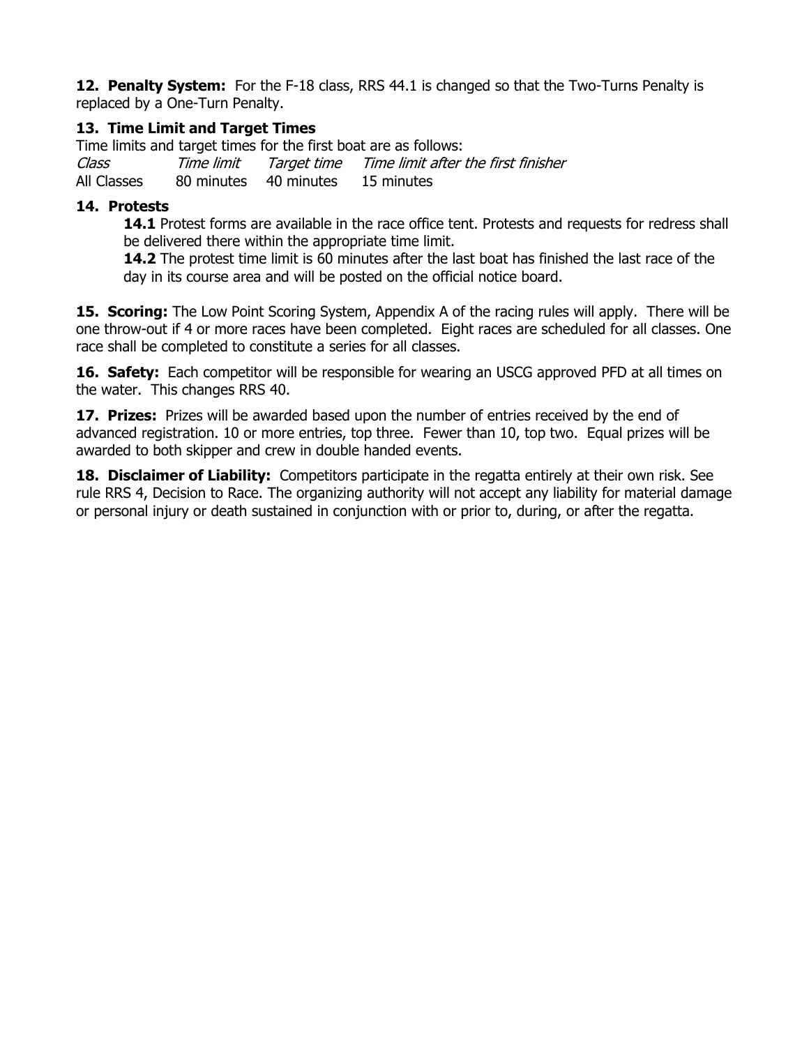**12. Penalty System:** For the F-18 class, RRS 44.1 is changed so that the Two-Turns Penalty is replaced by a One-Turn Penalty.

**13. Time Limit and Target Times**

Time limits and target times for the first boat are as follows:

| *Class* | *Time limit* | *Target time* | *Time limit after the first finisher* |
|---|---|---|---|
| All Classes | 80 minutes | 40 minutes | 15 minutes |

**14. Protests**

**14.1** Protest forms are available in the race office tent. Protests and requests for redress shall be delivered there within the appropriate time limit.

**14.2** The protest time limit is 60 minutes after the last boat has finished the last race of the day in its course area and will be posted on the official notice board.

**15. Scoring:** The Low Point Scoring System, Appendix A of the racing rules will apply. There will be one throw-out if 4 or more races have been completed. Eight races are scheduled for all classes. One race shall be completed to constitute a series for all classes.

**16. Safety:** Each competitor will be responsible for wearing an USCG approved PFD at all times on the water. This changes RRS 40.

**17. Prizes:** Prizes will be awarded based upon the number of entries received by the end of advanced registration. 10 or more entries, top three. Fewer than 10, top two. Equal prizes will be awarded to both skipper and crew in double handed events.

**18. Disclaimer of Liability:** Competitors participate in the regatta entirely at their own risk. See rule RRS 4, Decision to Race. The organizing authority will not accept any liability for material damage or personal injury or death sustained in conjunction with or prior to, during, or after the regatta.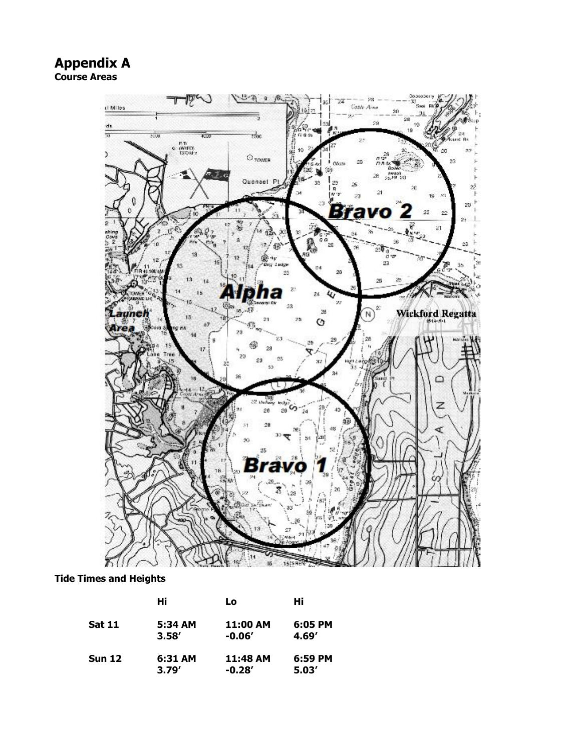# Appendix A

**Course Areas**

**Tide Times and Heights**

| | Hi | Lo | Hi |
|---|---|---|---|
| **Sat 11** | **5:34 AM**<br>**3.58′** | **11:00 AM**<br>**-0.06′** | **6:05 PM**<br>**4.69′** |
| **Sun 12** | **6:31 AM**<br>**3.79′** | **11:48 AM**<br>**-0.28′** | **6:59 PM**<br>**5.03′** |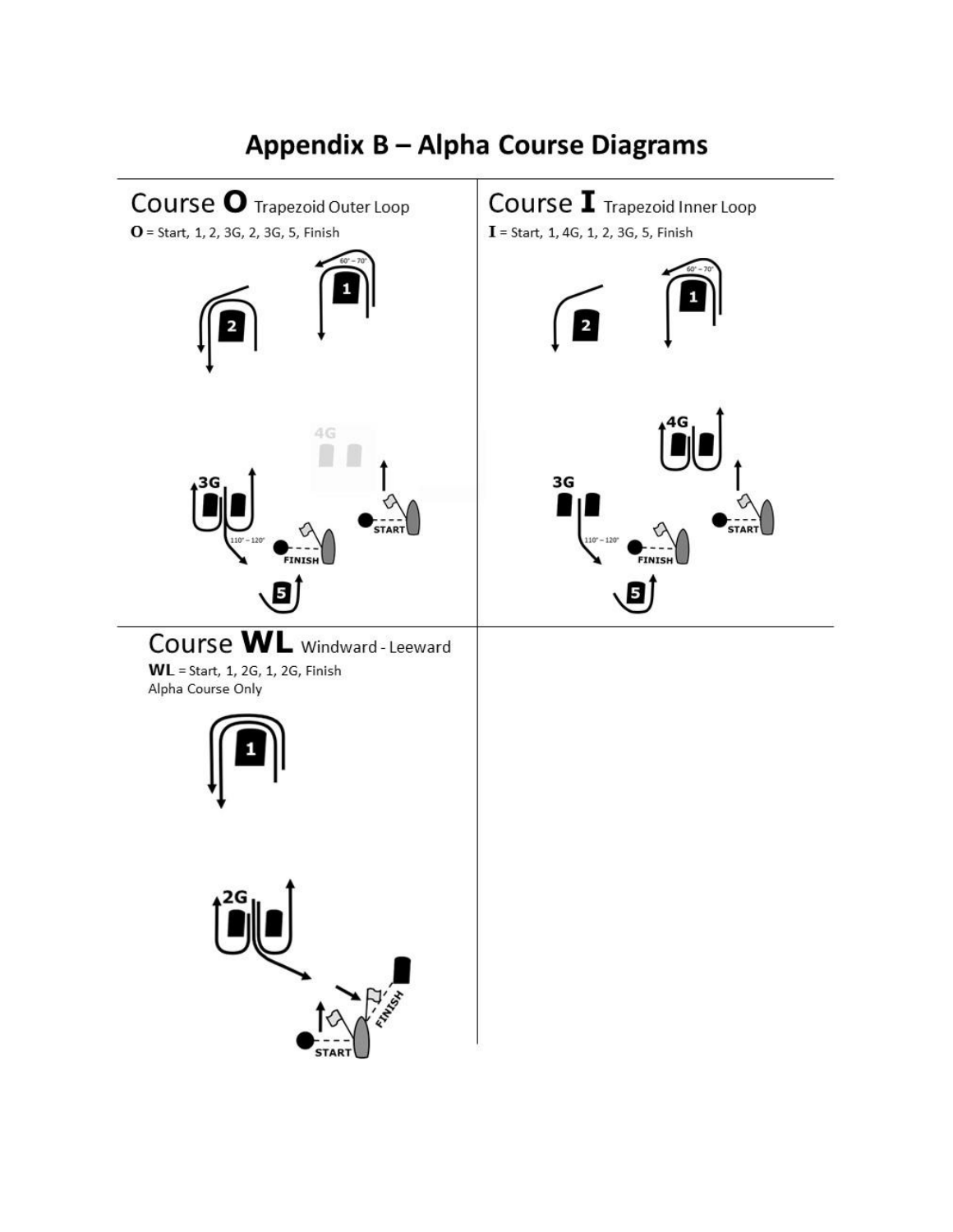# Appendix B – Alpha Course Diagrams

## Course O Trapezoid Outer Loop

**O** = Start, 1, 2, 3G, 2, 3G, 5, Finish

## Course I Trapezoid Inner Loop

**I** = Start, 1, 4G, 1, 2, 3G, 5, Finish

## Course WL Windward - Leeward

**WL** = Start, 1, 2G, 1, 2G, Finish

Alpha Course Only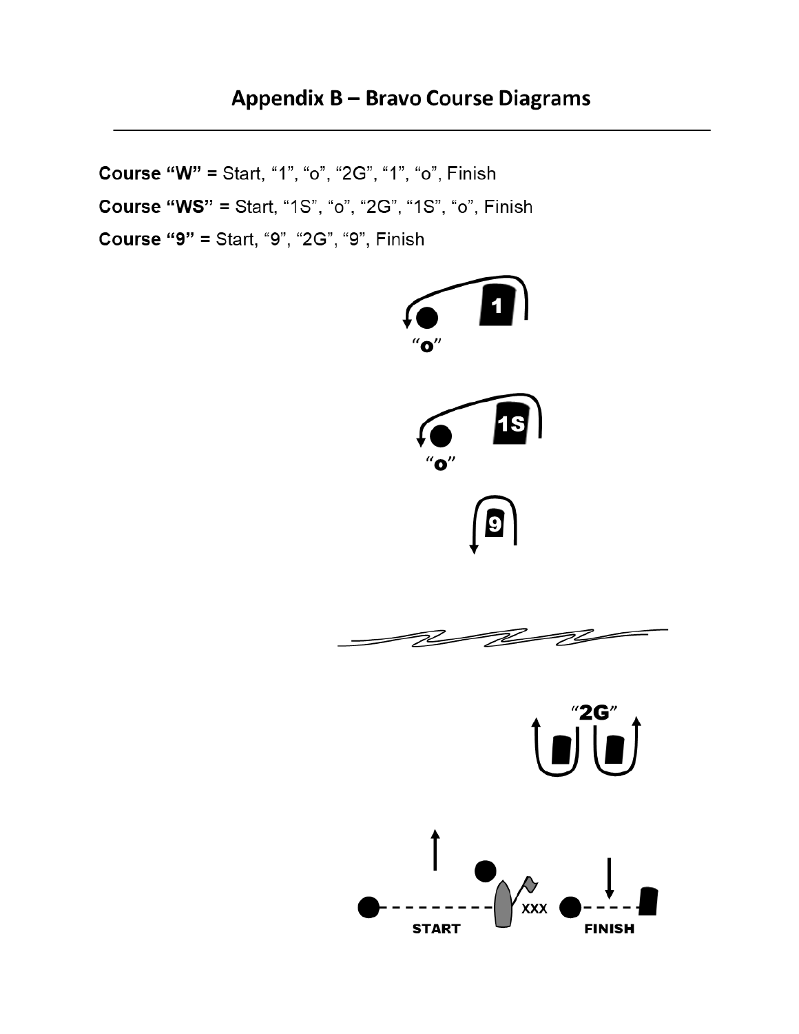## Appendix B – Bravo Course Diagrams

**Course "W" =** Start, "1", "o", "2G", "1", "o", Finish

**Course "WS" =** Start, "1S", "o", "2G", "1S", "o", Finish

**Course "9" =** Start, "9", "2G", "9", Finish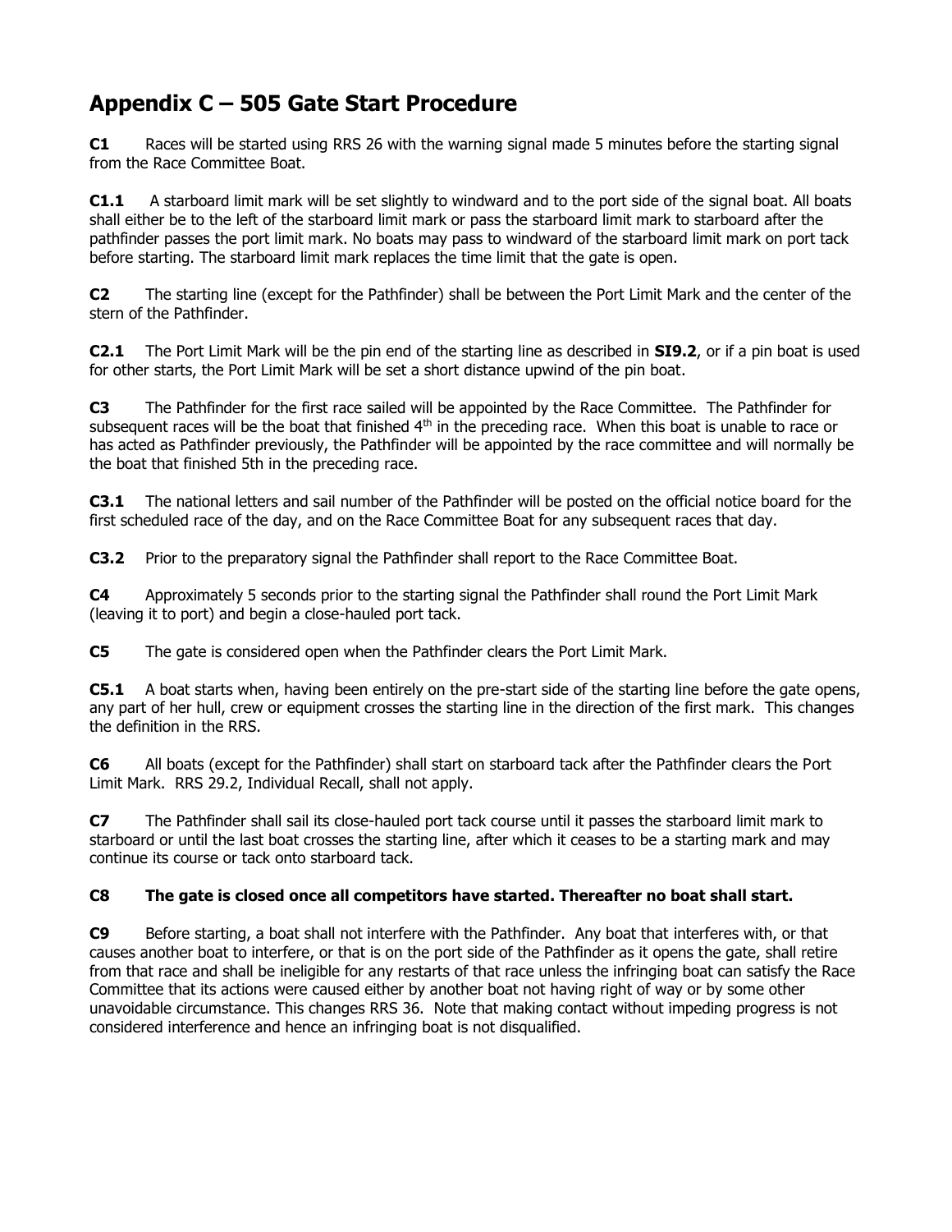# Appendix C – 505 Gate Start Procedure

**C1** Races will be started using RRS 26 with the warning signal made 5 minutes before the starting signal from the Race Committee Boat.

**C1.1** A starboard limit mark will be set slightly to windward and to the port side of the signal boat. All boats shall either be to the left of the starboard limit mark or pass the starboard limit mark to starboard after the pathfinder passes the port limit mark. No boats may pass to windward of the starboard limit mark on port tack before starting. The starboard limit mark replaces the time limit that the gate is open.

**C2** The starting line (except for the Pathfinder) shall be between the Port Limit Mark and the center of the stern of the Pathfinder.

**C2.1** The Port Limit Mark will be the pin end of the starting line as described in **SI9.2**, or if a pin boat is used for other starts, the Port Limit Mark will be set a short distance upwind of the pin boat.

**C3** The Pathfinder for the first race sailed will be appointed by the Race Committee. The Pathfinder for subsequent races will be the boat that finished 4th in the preceding race. When this boat is unable to race or has acted as Pathfinder previously, the Pathfinder will be appointed by the race committee and will normally be the boat that finished 5th in the preceding race.

**C3.1** The national letters and sail number of the Pathfinder will be posted on the official notice board for the first scheduled race of the day, and on the Race Committee Boat for any subsequent races that day.

**C3.2** Prior to the preparatory signal the Pathfinder shall report to the Race Committee Boat.

**C4** Approximately 5 seconds prior to the starting signal the Pathfinder shall round the Port Limit Mark (leaving it to port) and begin a close-hauled port tack.

**C5** The gate is considered open when the Pathfinder clears the Port Limit Mark.

**C5.1** A boat starts when, having been entirely on the pre-start side of the starting line before the gate opens, any part of her hull, crew or equipment crosses the starting line in the direction of the first mark. This changes the definition in the RRS.

**C6** All boats (except for the Pathfinder) shall start on starboard tack after the Pathfinder clears the Port Limit Mark. RRS 29.2, Individual Recall, shall not apply.

**C7** The Pathfinder shall sail its close-hauled port tack course until it passes the starboard limit mark to starboard or until the last boat crosses the starting line, after which it ceases to be a starting mark and may continue its course or tack onto starboard tack.

**C8 The gate is closed once all competitors have started. Thereafter no boat shall start.**

**C9** Before starting, a boat shall not interfere with the Pathfinder. Any boat that interferes with, or that causes another boat to interfere, or that is on the port side of the Pathfinder as it opens the gate, shall retire from that race and shall be ineligible for any restarts of that race unless the infringing boat can satisfy the Race Committee that its actions were caused either by another boat not having right of way or by some other unavoidable circumstance. This changes RRS 36. Note that making contact without impeding progress is not considered interference and hence an infringing boat is not disqualified.